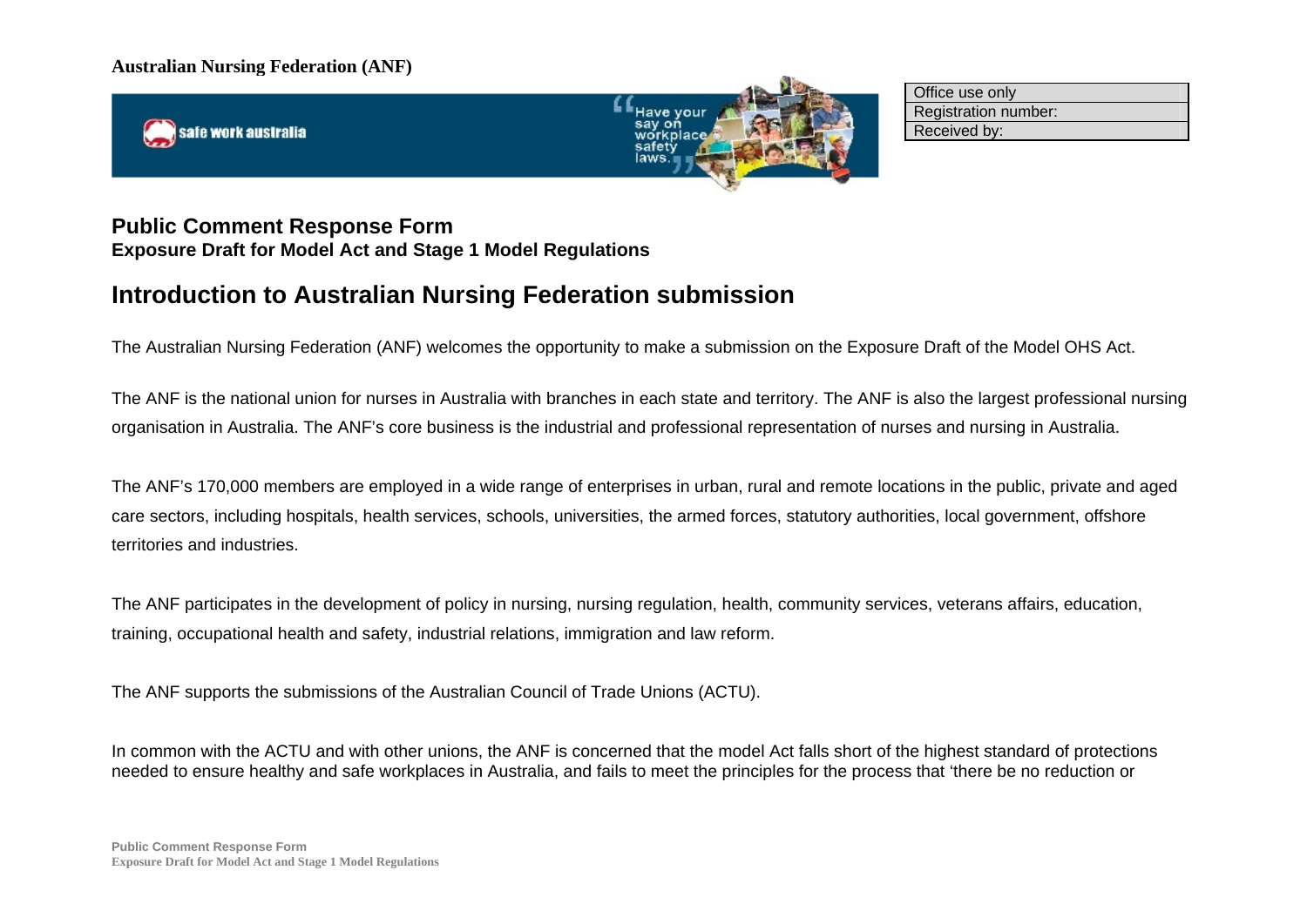**Australian Nursing Federation (ANF)**

| Office use only |
|---|
| Registration number: |
| Received by: |

## Public Comment Response Form
**Exposure Draft for Model Act and Stage 1 Model Regulations**

# Introduction to Australian Nursing Federation submission

The Australian Nursing Federation (ANF) welcomes the opportunity to make a submission on the Exposure Draft of the Model OHS Act.

The ANF is the national union for nurses in Australia with branches in each state and territory. The ANF is also the largest professional nursing organisation in Australia. The ANF's core business is the industrial and professional representation of nurses and nursing in Australia.

The ANF's 170,000 members are employed in a wide range of enterprises in urban, rural and remote locations in the public, private and aged care sectors, including hospitals, health services, schools, universities, the armed forces, statutory authorities, local government, offshore territories and industries.

The ANF participates in the development of policy in nursing, nursing regulation, health, community services, veterans affairs, education, training, occupational health and safety, industrial relations, immigration and law reform.

The ANF supports the submissions of the Australian Council of Trade Unions (ACTU).

In common with the ACTU and with other unions, the ANF is concerned that the model Act falls short of the highest standard of protections needed to ensure healthy and safe workplaces in Australia, and fails to meet the principles for the process that 'there be no reduction or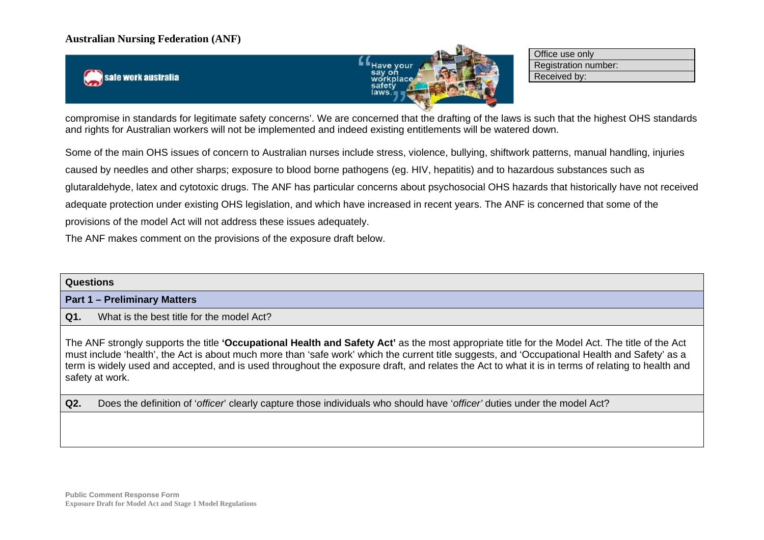compromise in standards for legitimate safety concerns'. We are concerned that the drafting of the laws is such that the highest OHS standards and rights for Australian workers will not be implemented and indeed existing entitlements will be watered down.

Some of the main OHS issues of concern to Australian nurses include stress, violence, bullying, shiftwork patterns, manual handling, injuries caused by needles and other sharps; exposure to blood borne pathogens (eg. HIV, hepatitis) and to hazardous substances such as glutaraldehyde, latex and cytotoxic drugs. The ANF has particular concerns about psychosocial OHS hazards that historically have not received adequate protection under existing OHS legislation, and which have increased in recent years. The ANF is concerned that some of the provisions of the model Act will not address these issues adequately.

The ANF makes comment on the provisions of the exposure draft below.

| **Questions** |
|---|
| **Part 1 – Preliminary Matters** |
| **Q1.** What is the best title for the model Act? |
| The ANF strongly supports the title **'Occupational Health and Safety Act'** as the most appropriate title for the Model Act. The title of the Act must include 'health', the Act is about much more than 'safe work' which the current title suggests, and 'Occupational Health and Safety' as a term is widely used and accepted, and is used throughout the exposure draft, and relates the Act to what it is in terms of relating to health and safety at work. |
| **Q2.** Does the definition of '*officer*' clearly capture those individuals who should have '*officer'* duties under the model Act? |
| |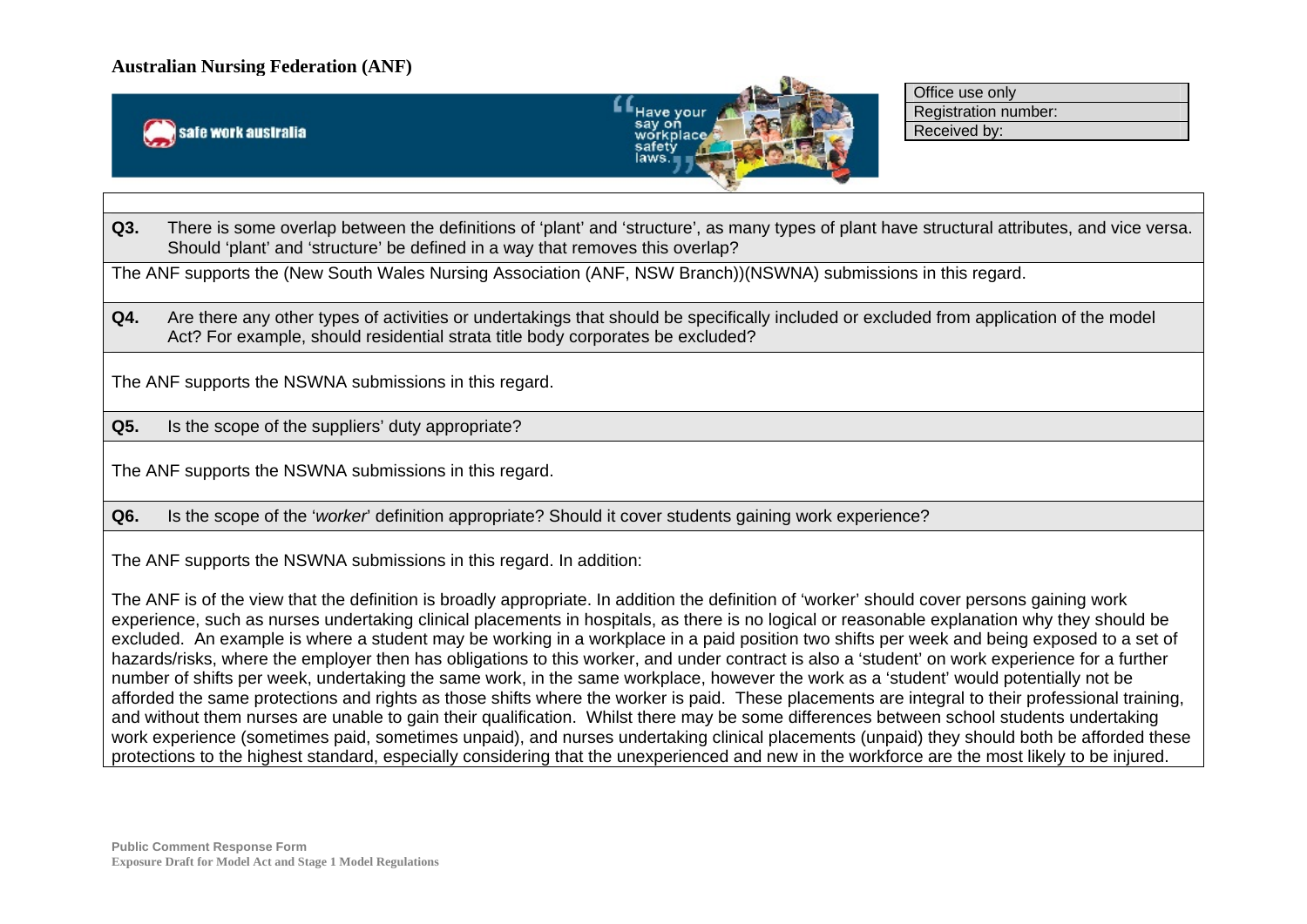**Australian Nursing Federation (ANF)**

| Office use only |
|---|
| Registration number: |
| Received by: |

**Q3.** There is some overlap between the definitions of 'plant' and 'structure', as many types of plant have structural attributes, and vice versa. Should 'plant' and 'structure' be defined in a way that removes this overlap?

The ANF supports the (New South Wales Nursing Association (ANF, NSW Branch))(NSWNA) submissions in this regard.

**Q4.** Are there any other types of activities or undertakings that should be specifically included or excluded from application of the model Act? For example, should residential strata title body corporates be excluded?

The ANF supports the NSWNA submissions in this regard.

**Q5.** Is the scope of the suppliers' duty appropriate?

The ANF supports the NSWNA submissions in this regard.

**Q6.** Is the scope of the '*worker*' definition appropriate? Should it cover students gaining work experience?

The ANF supports the NSWNA submissions in this regard. In addition:

The ANF is of the view that the definition is broadly appropriate. In addition the definition of 'worker' should cover persons gaining work experience, such as nurses undertaking clinical placements in hospitals, as there is no logical or reasonable explanation why they should be excluded. An example is where a student may be working in a workplace in a paid position two shifts per week and being exposed to a set of hazards/risks, where the employer then has obligations to this worker, and under contract is also a 'student' on work experience for a further number of shifts per week, undertaking the same work, in the same workplace, however the work as a 'student' would potentially not be afforded the same protections and rights as those shifts where the worker is paid. These placements are integral to their professional training, and without them nurses are unable to gain their qualification. Whilst there may be some differences between school students undertaking work experience (sometimes paid, sometimes unpaid), and nurses undertaking clinical placements (unpaid) they should both be afforded these protections to the highest standard, especially considering that the unexperienced and new in the workforce are the most likely to be injured.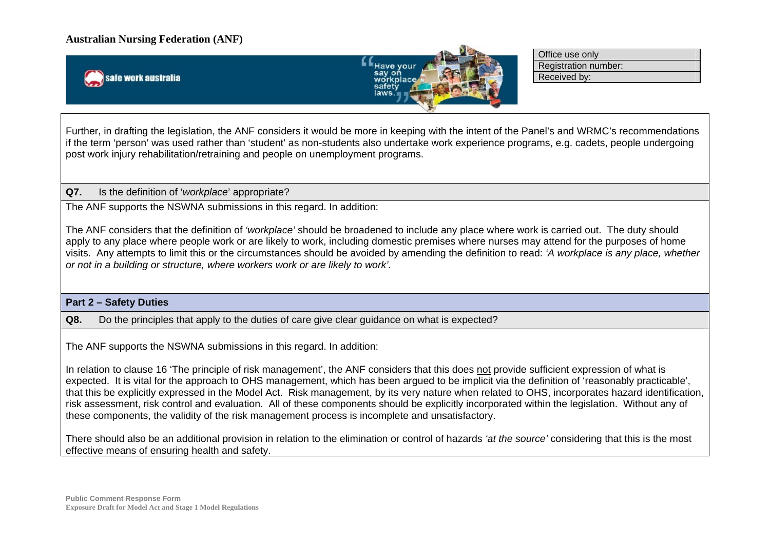Further, in drafting the legislation, the ANF considers it would be more in keeping with the intent of the Panel's and WRMC's recommendations if the term 'person' was used rather than 'student' as non-students also undertake work experience programs, e.g. cadets, people undergoing post work injury rehabilitation/retraining and people on unemployment programs.

**Q7.** Is the definition of '*workplace*' appropriate?

The ANF supports the NSWNA submissions in this regard. In addition:

The ANF considers that the definition of *'workplace'* should be broadened to include any place where work is carried out. The duty should apply to any place where people work or are likely to work, including domestic premises where nurses may attend for the purposes of home visits. Any attempts to limit this or the circumstances should be avoided by amending the definition to read: *'A workplace is any place, whether or not in a building or structure, where workers work or are likely to work'.*

## Part 2 – Safety Duties

**Q8.** Do the principles that apply to the duties of care give clear guidance on what is expected?

The ANF supports the NSWNA submissions in this regard. In addition:

In relation to clause 16 'The principle of risk management', the ANF considers that this does not provide sufficient expression of what is expected. It is vital for the approach to OHS management, which has been argued to be implicit via the definition of 'reasonably practicable', that this be explicitly expressed in the Model Act. Risk management, by its very nature when related to OHS, incorporates hazard identification, risk assessment, risk control and evaluation. All of these components should be explicitly incorporated within the legislation. Without any of these components, the validity of the risk management process is incomplete and unsatisfactory.

There should also be an additional provision in relation to the elimination or control of hazards *'at the source'* considering that this is the most effective means of ensuring health and safety.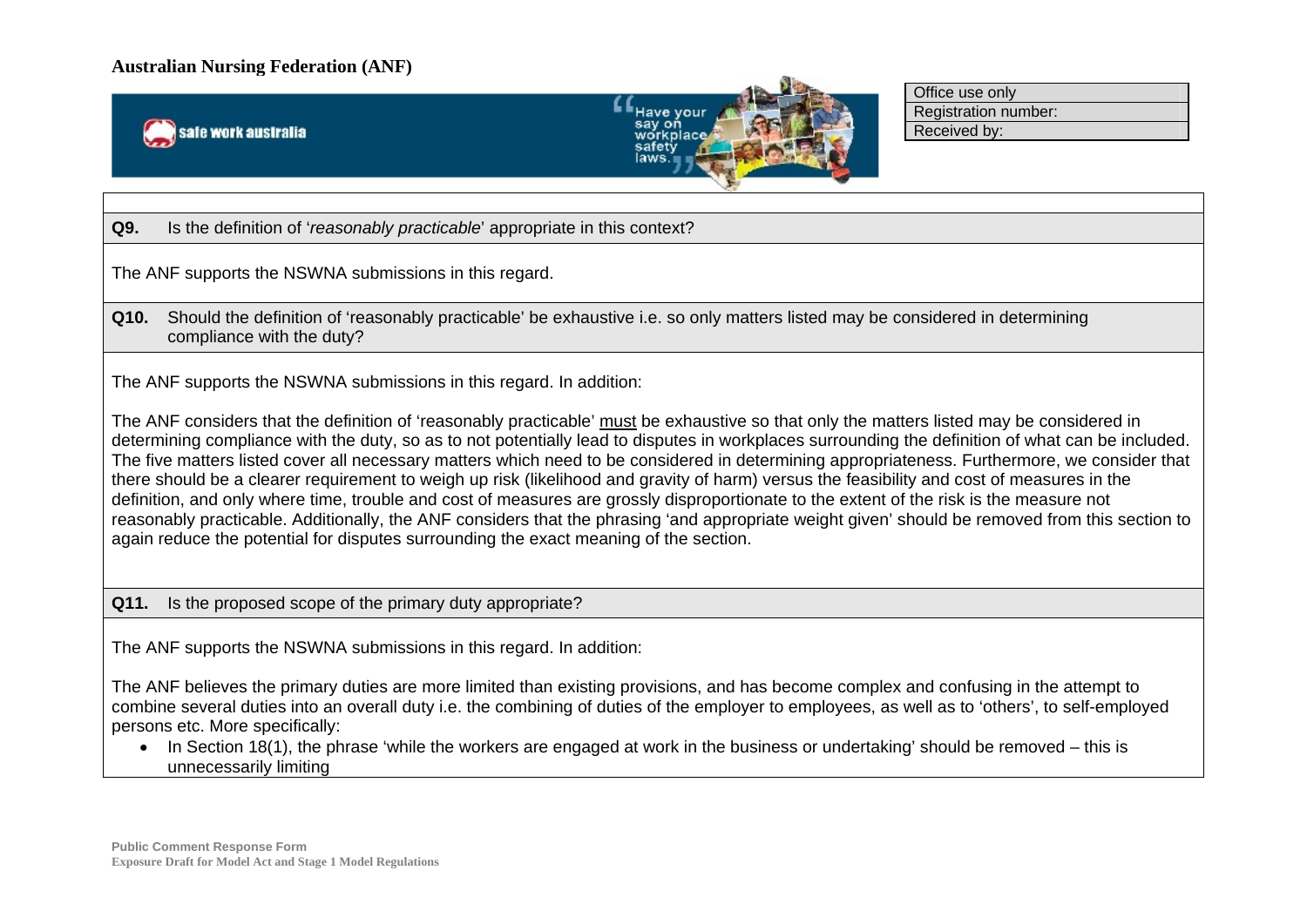**Q9.** Is the definition of '*reasonably practicable*' appropriate in this context?

The ANF supports the NSWNA submissions in this regard.

**Q10.** Should the definition of 'reasonably practicable' be exhaustive i.e. so only matters listed may be considered in determining compliance with the duty?

The ANF supports the NSWNA submissions in this regard. In addition:

The ANF considers that the definition of 'reasonably practicable' <u>must</u> be exhaustive so that only the matters listed may be considered in determining compliance with the duty, so as to not potentially lead to disputes in workplaces surrounding the definition of what can be included. The five matters listed cover all necessary matters which need to be considered in determining appropriateness. Furthermore, we consider that there should be a clearer requirement to weigh up risk (likelihood and gravity of harm) versus the feasibility and cost of measures in the definition, and only where time, trouble and cost of measures are grossly disproportionate to the extent of the risk is the measure not reasonably practicable. Additionally, the ANF considers that the phrasing 'and appropriate weight given' should be removed from this section to again reduce the potential for disputes surrounding the exact meaning of the section.

**Q11.** Is the proposed scope of the primary duty appropriate?

The ANF supports the NSWNA submissions in this regard. In addition:

The ANF believes the primary duties are more limited than existing provisions, and has become complex and confusing in the attempt to combine several duties into an overall duty i.e. the combining of duties of the employer to employees, as well as to 'others', to self-employed persons etc. More specifically:

- In Section 18(1), the phrase 'while the workers are engaged at work in the business or undertaking' should be removed – this is unnecessarily limiting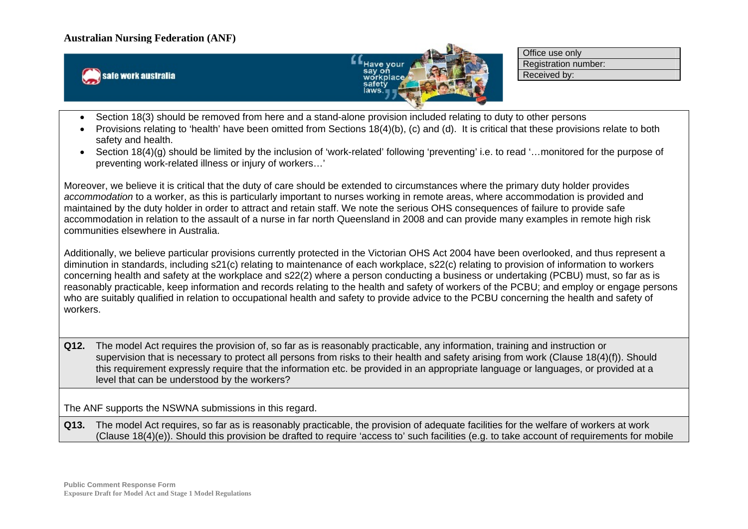- Section 18(3) should be removed from here and a stand-alone provision included relating to duty to other persons
- Provisions relating to 'health' have been omitted from Sections 18(4)(b), (c) and (d). It is critical that these provisions relate to both safety and health.
- Section 18(4)(g) should be limited by the inclusion of 'work-related' following 'preventing' i.e. to read '…monitored for the purpose of preventing work-related illness or injury of workers…'

Moreover, we believe it is critical that the duty of care should be extended to circumstances where the primary duty holder provides *accommodation* to a worker, as this is particularly important to nurses working in remote areas, where accommodation is provided and maintained by the duty holder in order to attract and retain staff. We note the serious OHS consequences of failure to provide safe accommodation in relation to the assault of a nurse in far north Queensland in 2008 and can provide many examples in remote high risk communities elsewhere in Australia.

Additionally, we believe particular provisions currently protected in the Victorian OHS Act 2004 have been overlooked, and thus represent a diminution in standards, including s21(c) relating to maintenance of each workplace, s22(c) relating to provision of information to workers concerning health and safety at the workplace and s22(2) where a person conducting a business or undertaking (PCBU) must, so far as is reasonably practicable, keep information and records relating to the health and safety of workers of the PCBU; and employ or engage persons who are suitably qualified in relation to occupational health and safety to provide advice to the PCBU concerning the health and safety of workers.

**Q12.** The model Act requires the provision of, so far as is reasonably practicable, any information, training and instruction or supervision that is necessary to protect all persons from risks to their health and safety arising from work (Clause 18(4)(f)). Should this requirement expressly require that the information etc. be provided in an appropriate language or languages, or provided at a level that can be understood by the workers?

The ANF supports the NSWNA submissions in this regard.

**Q13.** The model Act requires, so far as is reasonably practicable, the provision of adequate facilities for the welfare of workers at work (Clause 18(4)(e)). Should this provision be drafted to require 'access to' such facilities (e.g. to take account of requirements for mobile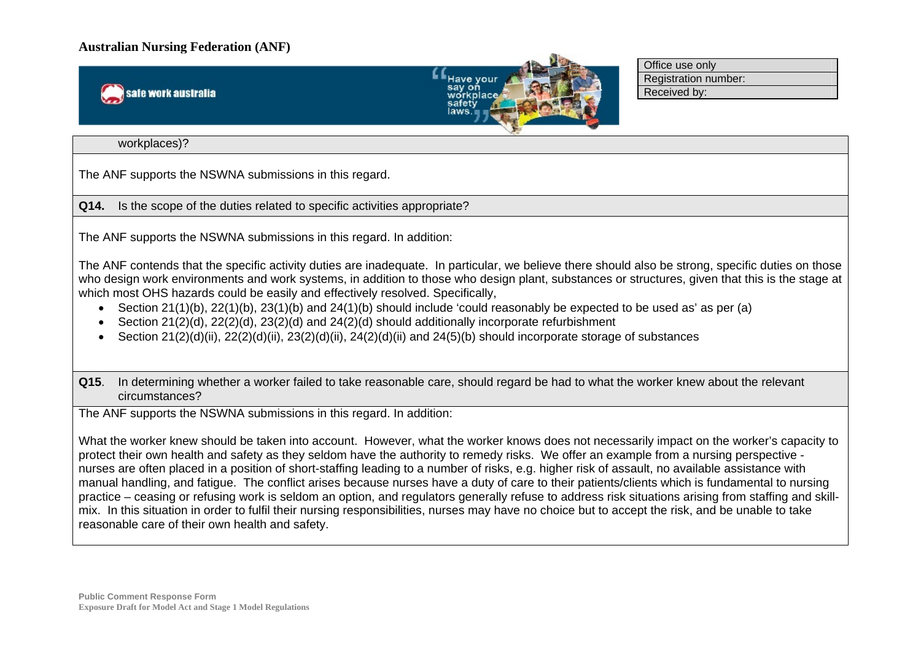workplaces)?

The ANF supports the NSWNA submissions in this regard.

**Q14.** Is the scope of the duties related to specific activities appropriate?

The ANF supports the NSWNA submissions in this regard. In addition:

The ANF contends that the specific activity duties are inadequate. In particular, we believe there should also be strong, specific duties on those who design work environments and work systems, in addition to those who design plant, substances or structures, given that this is the stage at which most OHS hazards could be easily and effectively resolved. Specifically,

- Section 21(1)(b), 22(1)(b), 23(1)(b) and 24(1)(b) should include 'could reasonably be expected to be used as' as per (a)
- Section 21(2)(d), 22(2)(d), 23(2)(d) and 24(2)(d) should additionally incorporate refurbishment
- Section 21(2)(d)(ii), 22(2)(d)(ii), 23(2)(d)(ii), 24(2)(d)(ii) and 24(5)(b) should incorporate storage of substances

**Q15**. In determining whether a worker failed to take reasonable care, should regard be had to what the worker knew about the relevant circumstances?

The ANF supports the NSWNA submissions in this regard. In addition:

What the worker knew should be taken into account. However, what the worker knows does not necessarily impact on the worker's capacity to protect their own health and safety as they seldom have the authority to remedy risks. We offer an example from a nursing perspective - nurses are often placed in a position of short-staffing leading to a number of risks, e.g. higher risk of assault, no available assistance with manual handling, and fatigue. The conflict arises because nurses have a duty of care to their patients/clients which is fundamental to nursing practice – ceasing or refusing work is seldom an option, and regulators generally refuse to address risk situations arising from staffing and skill-mix. In this situation in order to fulfil their nursing responsibilities, nurses may have no choice but to accept the risk, and be unable to take reasonable care of their own health and safety.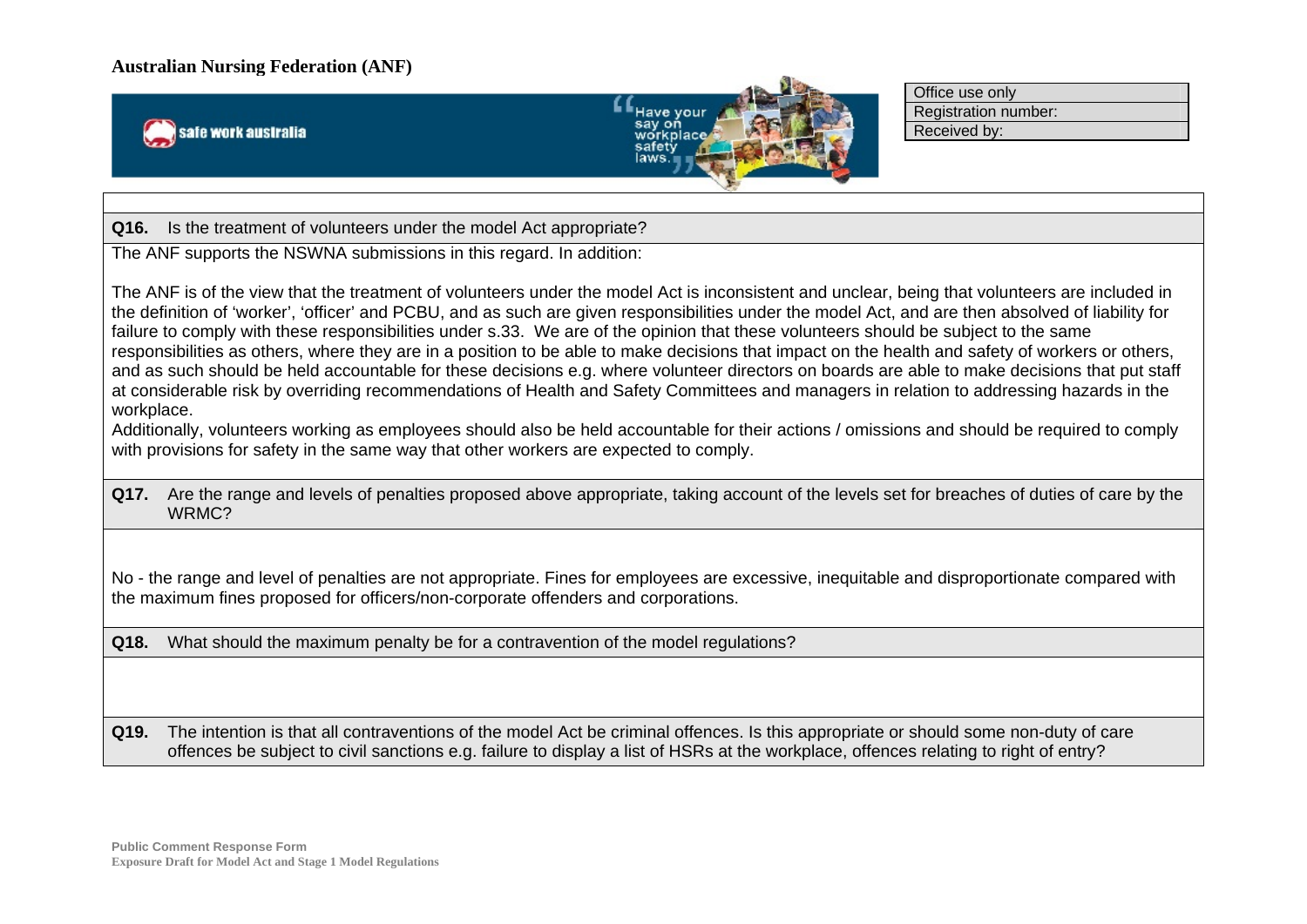**Australian Nursing Federation (ANF)**

| Office use only |
|---|
| Registration number: |
| Received by: |

**Q16.** Is the treatment of volunteers under the model Act appropriate?

The ANF supports the NSWNA submissions in this regard. In addition:

The ANF is of the view that the treatment of volunteers under the model Act is inconsistent and unclear, being that volunteers are included in the definition of 'worker', 'officer' and PCBU, and as such are given responsibilities under the model Act, and are then absolved of liability for failure to comply with these responsibilities under s.33. We are of the opinion that these volunteers should be subject to the same responsibilities as others, where they are in a position to be able to make decisions that impact on the health and safety of workers or others, and as such should be held accountable for these decisions e.g. where volunteer directors on boards are able to make decisions that put staff at considerable risk by overriding recommendations of Health and Safety Committees and managers in relation to addressing hazards in the workplace.
Additionally, volunteers working as employees should also be held accountable for their actions / omissions and should be required to comply with provisions for safety in the same way that other workers are expected to comply.

**Q17.** Are the range and levels of penalties proposed above appropriate, taking account of the levels set for breaches of duties of care by the WRMC?

No - the range and level of penalties are not appropriate. Fines for employees are excessive, inequitable and disproportionate compared with the maximum fines proposed for officers/non-corporate offenders and corporations.

**Q18.** What should the maximum penalty be for a contravention of the model regulations?

**Q19.** The intention is that all contraventions of the model Act be criminal offences. Is this appropriate or should some non-duty of care offences be subject to civil sanctions e.g. failure to display a list of HSRs at the workplace, offences relating to right of entry?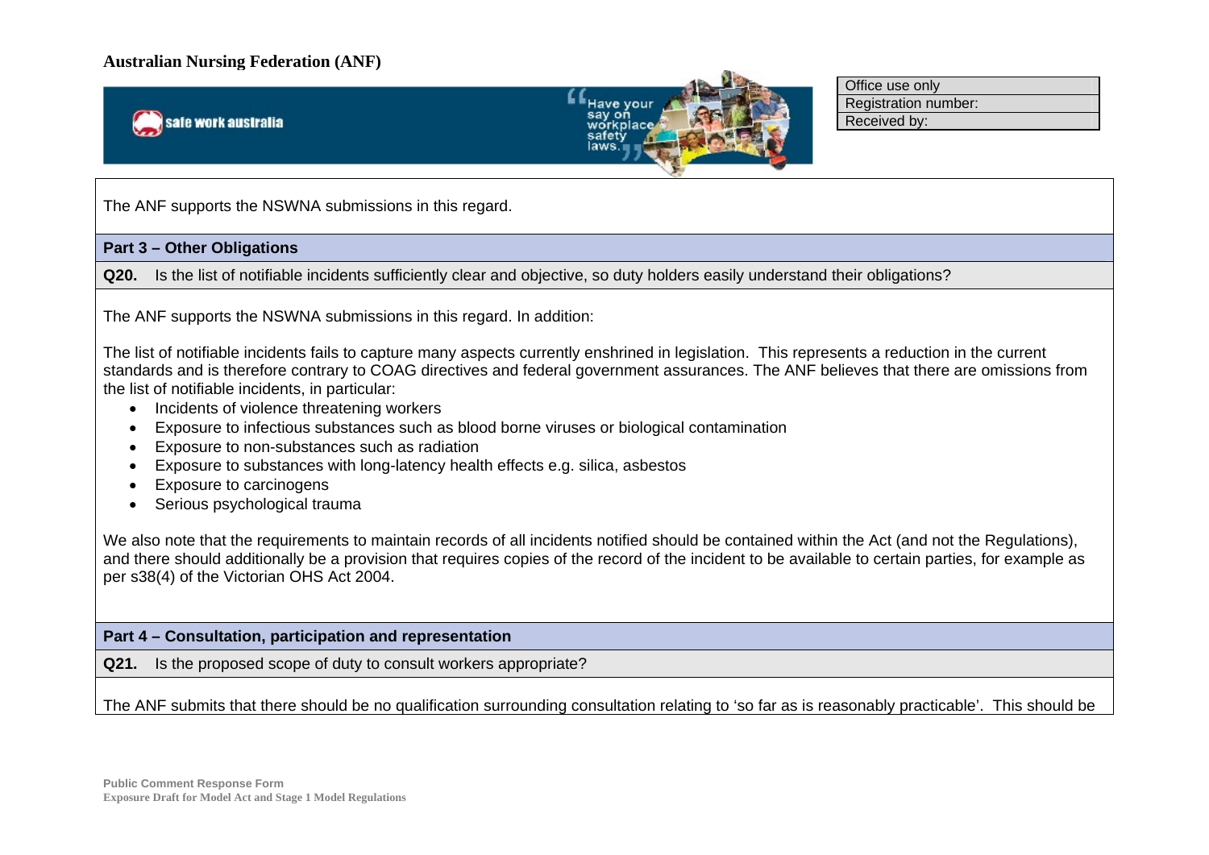The ANF supports the NSWNA submissions in this regard.

## Part 3 – Other Obligations

**Q20.** Is the list of notifiable incidents sufficiently clear and objective, so duty holders easily understand their obligations?

The ANF supports the NSWNA submissions in this regard. In addition:

The list of notifiable incidents fails to capture many aspects currently enshrined in legislation. This represents a reduction in the current standards and is therefore contrary to COAG directives and federal government assurances. The ANF believes that there are omissions from the list of notifiable incidents, in particular:

- Incidents of violence threatening workers
- Exposure to infectious substances such as blood borne viruses or biological contamination
- Exposure to non-substances such as radiation
- Exposure to substances with long-latency health effects e.g. silica, asbestos
- Exposure to carcinogens
- Serious psychological trauma

We also note that the requirements to maintain records of all incidents notified should be contained within the Act (and not the Regulations), and there should additionally be a provision that requires copies of the record of the incident to be available to certain parties, for example as per s38(4) of the Victorian OHS Act 2004.

## Part 4 – Consultation, participation and representation

**Q21.** Is the proposed scope of duty to consult workers appropriate?

The ANF submits that there should be no qualification surrounding consultation relating to 'so far as is reasonably practicable'. This should be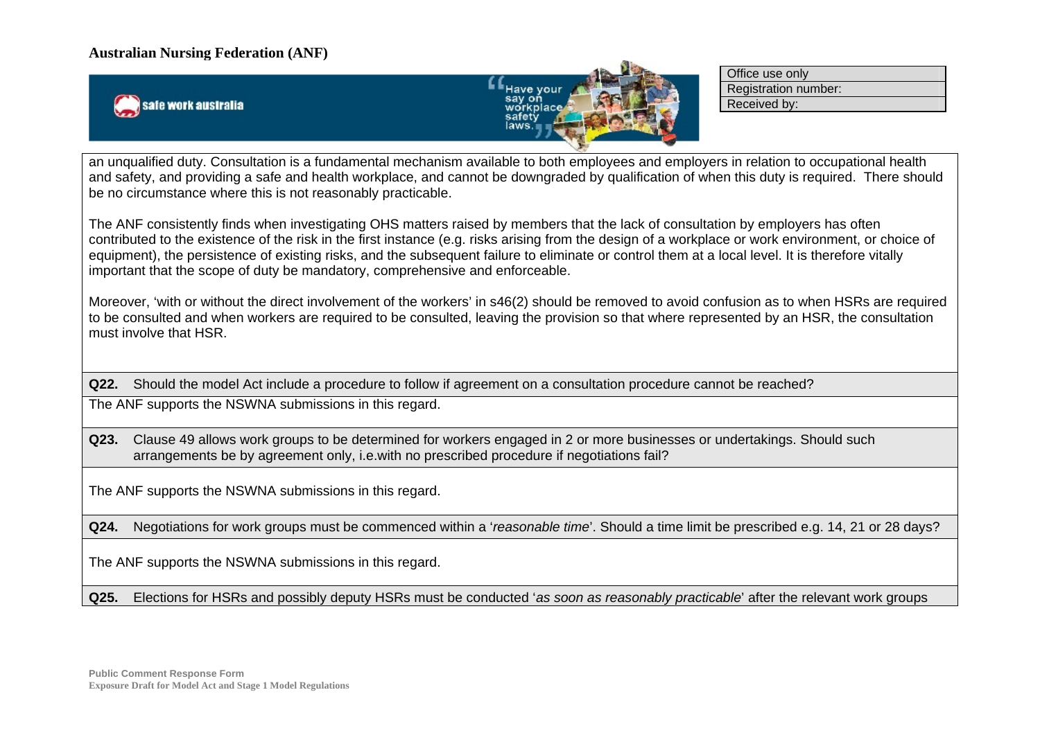an unqualified duty. Consultation is a fundamental mechanism available to both employees and employers in relation to occupational health and safety, and providing a safe and health workplace, and cannot be downgraded by qualification of when this duty is required. There should be no circumstance where this is not reasonably practicable.

The ANF consistently finds when investigating OHS matters raised by members that the lack of consultation by employers has often contributed to the existence of the risk in the first instance (e.g. risks arising from the design of a workplace or work environment, or choice of equipment), the persistence of existing risks, and the subsequent failure to eliminate or control them at a local level. It is therefore vitally important that the scope of duty be mandatory, comprehensive and enforceable.

Moreover, 'with or without the direct involvement of the workers' in s46(2) should be removed to avoid confusion as to when HSRs are required to be consulted and when workers are required to be consulted, leaving the provision so that where represented by an HSR, the consultation must involve that HSR.

**Q22.** Should the model Act include a procedure to follow if agreement on a consultation procedure cannot be reached?

The ANF supports the NSWNA submissions in this regard.

**Q23.** Clause 49 allows work groups to be determined for workers engaged in 2 or more businesses or undertakings. Should such arrangements be by agreement only, i.e.with no prescribed procedure if negotiations fail?

The ANF supports the NSWNA submissions in this regard.

**Q24.** Negotiations for work groups must be commenced within a '*reasonable time*'. Should a time limit be prescribed e.g. 14, 21 or 28 days?

The ANF supports the NSWNA submissions in this regard.

**Q25.** Elections for HSRs and possibly deputy HSRs must be conducted '*as soon as reasonably practicable*' after the relevant work groups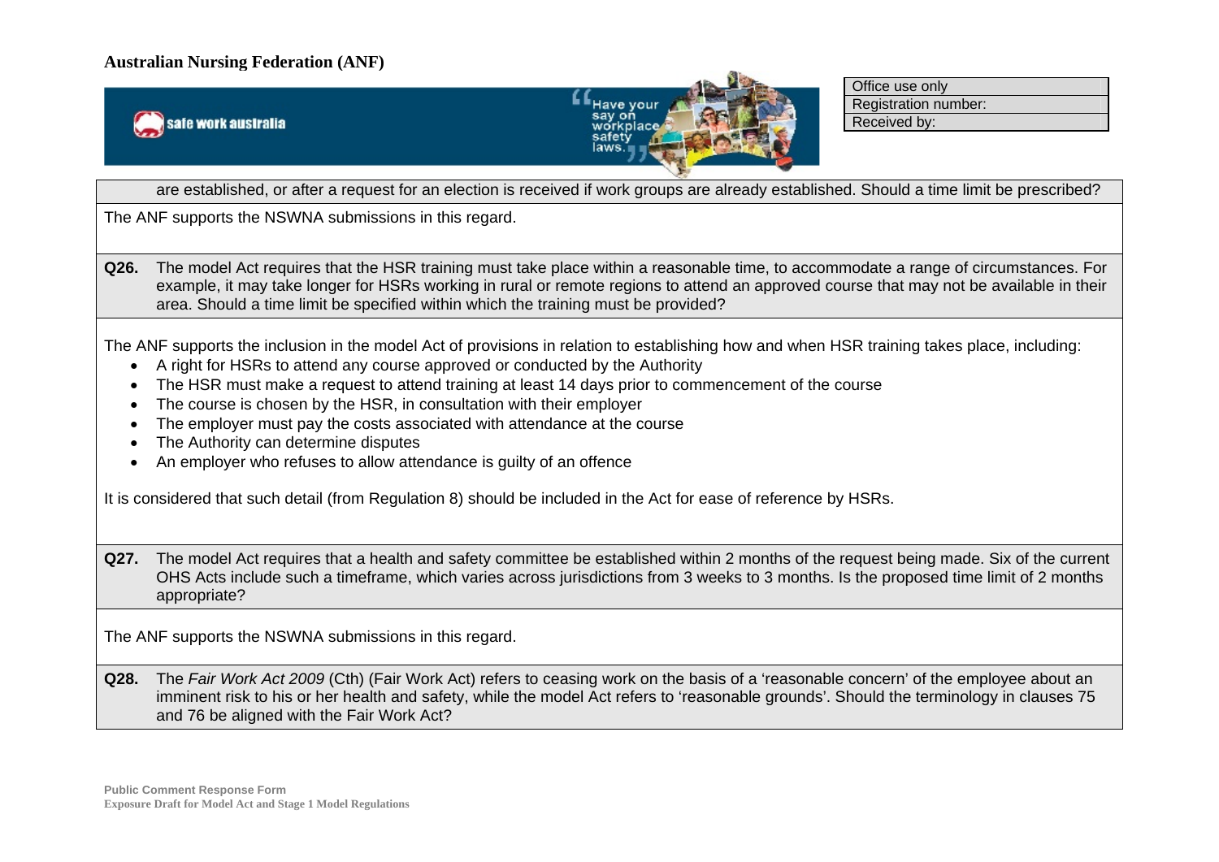are established, or after a request for an election is received if work groups are already established. Should a time limit be prescribed?

The ANF supports the NSWNA submissions in this regard.

**Q26.** The model Act requires that the HSR training must take place within a reasonable time, to accommodate a range of circumstances. For example, it may take longer for HSRs working in rural or remote regions to attend an approved course that may not be available in their area. Should a time limit be specified within which the training must be provided?

The ANF supports the inclusion in the model Act of provisions in relation to establishing how and when HSR training takes place, including:

- A right for HSRs to attend any course approved or conducted by the Authority
- The HSR must make a request to attend training at least 14 days prior to commencement of the course
- The course is chosen by the HSR, in consultation with their employer
- The employer must pay the costs associated with attendance at the course
- The Authority can determine disputes
- An employer who refuses to allow attendance is guilty of an offence

It is considered that such detail (from Regulation 8) should be included in the Act for ease of reference by HSRs.

**Q27.** The model Act requires that a health and safety committee be established within 2 months of the request being made. Six of the current OHS Acts include such a timeframe, which varies across jurisdictions from 3 weeks to 3 months. Is the proposed time limit of 2 months appropriate?

The ANF supports the NSWNA submissions in this regard.

**Q28.** The *Fair Work Act 2009* (Cth) (Fair Work Act) refers to ceasing work on the basis of a 'reasonable concern' of the employee about an imminent risk to his or her health and safety, while the model Act refers to 'reasonable grounds'. Should the terminology in clauses 75 and 76 be aligned with the Fair Work Act?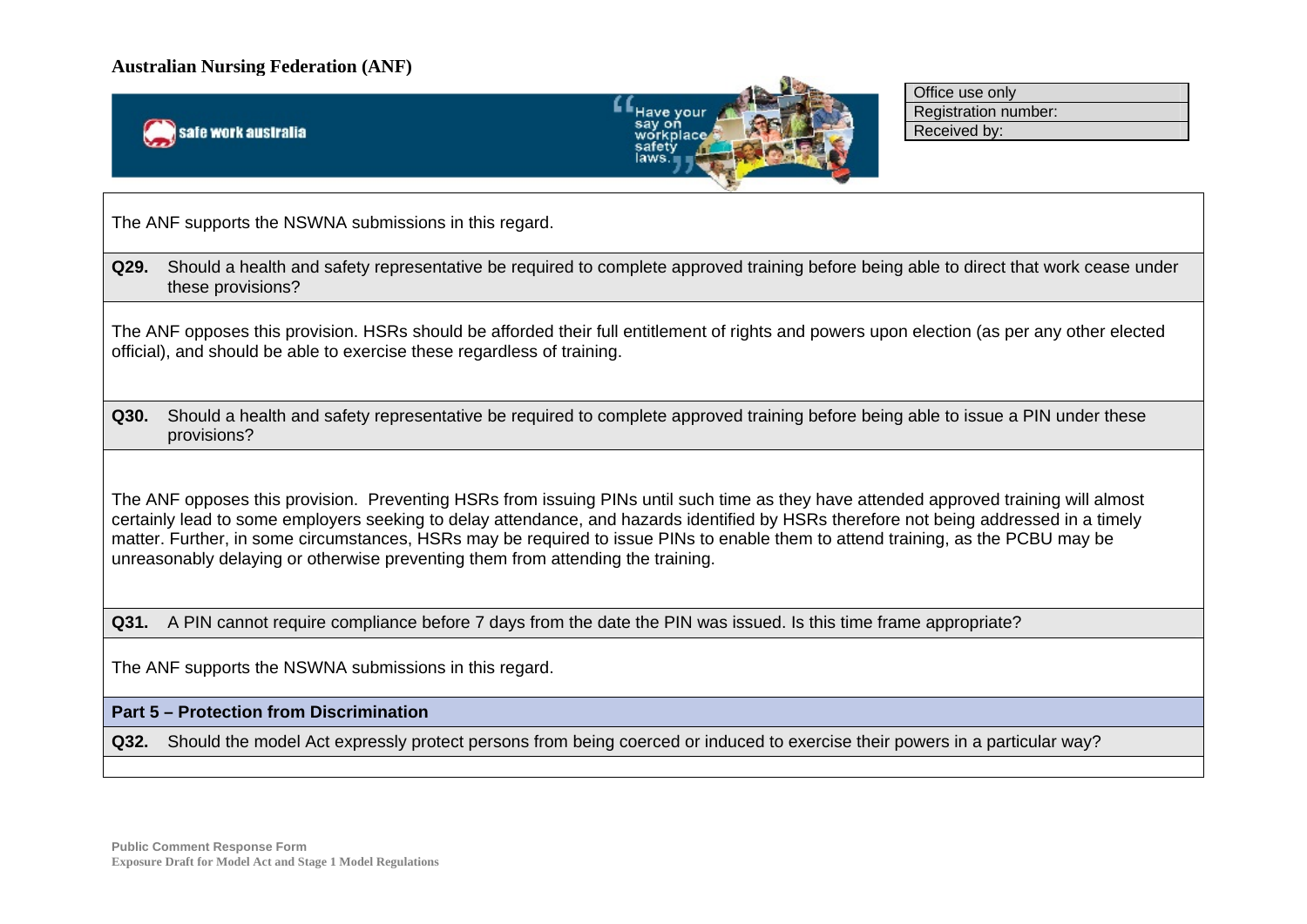The ANF supports the NSWNA submissions in this regard.

**Q29.** Should a health and safety representative be required to complete approved training before being able to direct that work cease under these provisions?

The ANF opposes this provision. HSRs should be afforded their full entitlement of rights and powers upon election (as per any other elected official), and should be able to exercise these regardless of training.

**Q30.** Should a health and safety representative be required to complete approved training before being able to issue a PIN under these provisions?

The ANF opposes this provision. Preventing HSRs from issuing PINs until such time as they have attended approved training will almost certainly lead to some employers seeking to delay attendance, and hazards identified by HSRs therefore not being addressed in a timely matter. Further, in some circumstances, HSRs may be required to issue PINs to enable them to attend training, as the PCBU may be unreasonably delaying or otherwise preventing them from attending the training.

**Q31.** A PIN cannot require compliance before 7 days from the date the PIN was issued. Is this time frame appropriate?

The ANF supports the NSWNA submissions in this regard.

## Part 5 – Protection from Discrimination

**Q32.** Should the model Act expressly protect persons from being coerced or induced to exercise their powers in a particular way?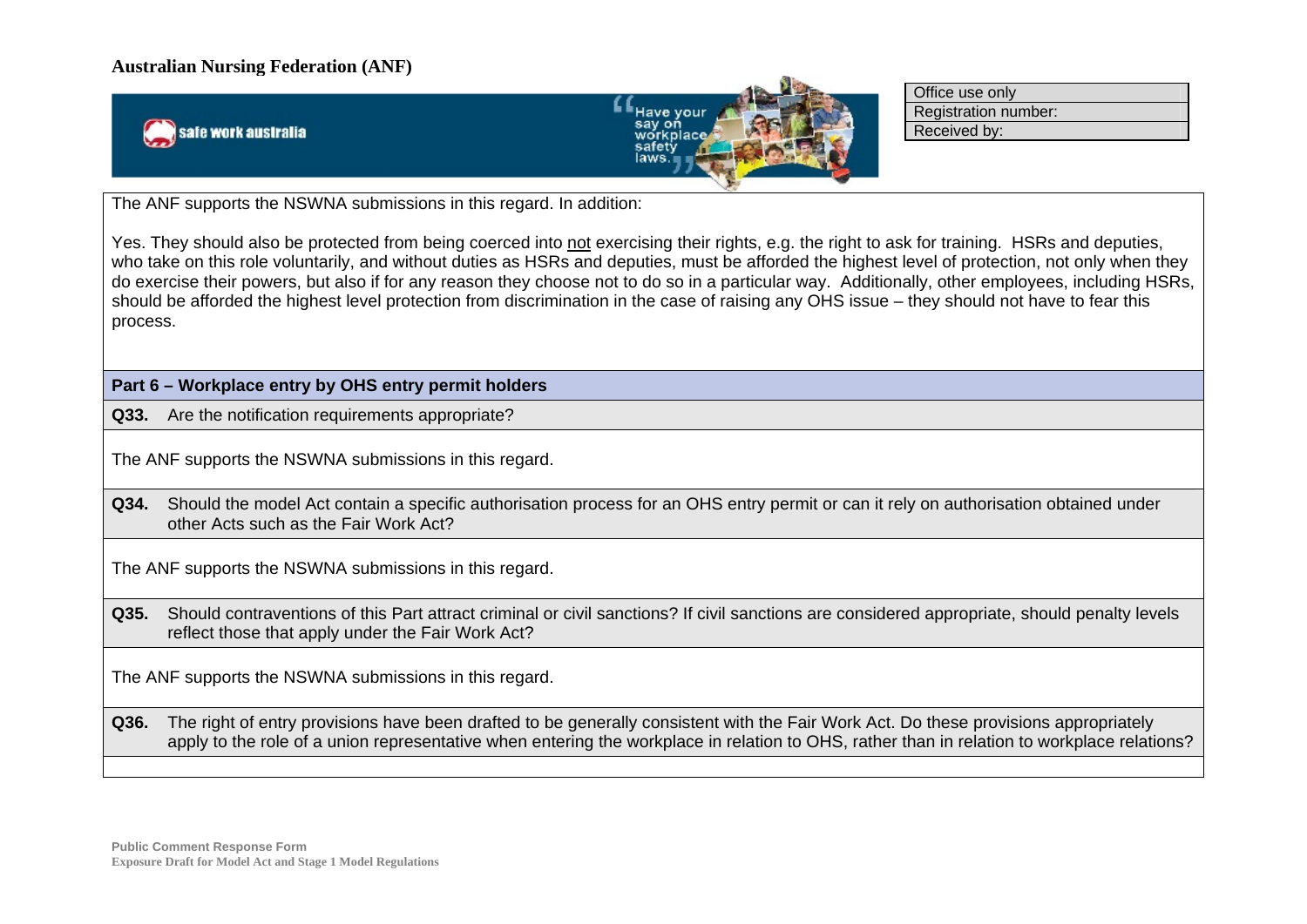The ANF supports the NSWNA submissions in this regard. In addition:

Yes. They should also be protected from being coerced into not exercising their rights, e.g. the right to ask for training. HSRs and deputies, who take on this role voluntarily, and without duties as HSRs and deputies, must be afforded the highest level of protection, not only when they do exercise their powers, but also if for any reason they choose not to do so in a particular way. Additionally, other employees, including HSRs, should be afforded the highest level protection from discrimination in the case of raising any OHS issue – they should not have to fear this process.

## Part 6 – Workplace entry by OHS entry permit holders

**Q33.** Are the notification requirements appropriate?

The ANF supports the NSWNA submissions in this regard.

**Q34.** Should the model Act contain a specific authorisation process for an OHS entry permit or can it rely on authorisation obtained under other Acts such as the Fair Work Act?

The ANF supports the NSWNA submissions in this regard.

**Q35.** Should contraventions of this Part attract criminal or civil sanctions? If civil sanctions are considered appropriate, should penalty levels reflect those that apply under the Fair Work Act?

The ANF supports the NSWNA submissions in this regard.

**Q36.** The right of entry provisions have been drafted to be generally consistent with the Fair Work Act. Do these provisions appropriately apply to the role of a union representative when entering the workplace in relation to OHS, rather than in relation to workplace relations?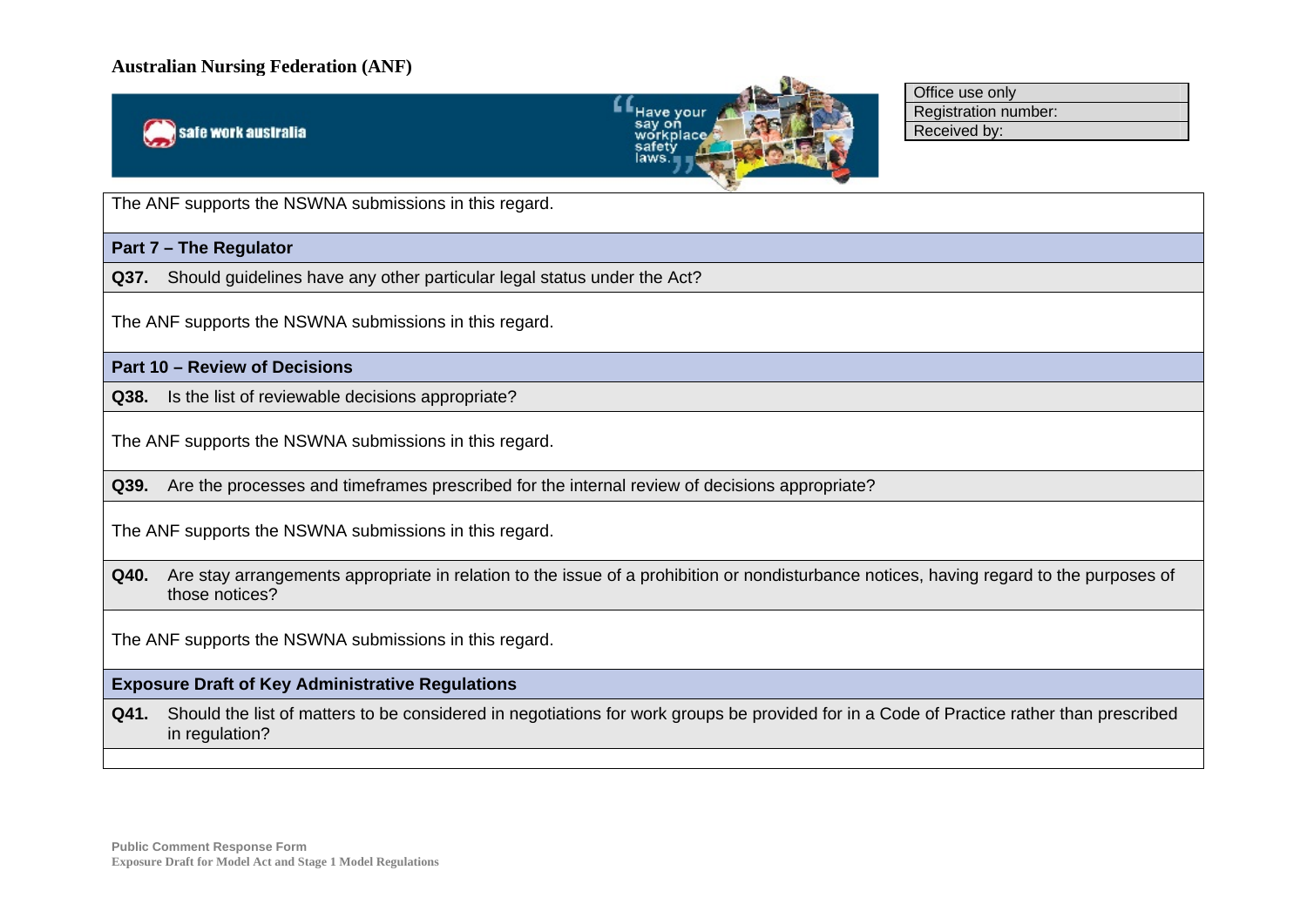The ANF supports the NSWNA submissions in this regard.

**Part 7 – The Regulator**

**Q37.** Should guidelines have any other particular legal status under the Act?

The ANF supports the NSWNA submissions in this regard.

**Part 10 – Review of Decisions**

**Q38.** Is the list of reviewable decisions appropriate?

The ANF supports the NSWNA submissions in this regard.

**Q39.** Are the processes and timeframes prescribed for the internal review of decisions appropriate?

The ANF supports the NSWNA submissions in this regard.

**Q40.** Are stay arrangements appropriate in relation to the issue of a prohibition or nondisturbance notices, having regard to the purposes of those notices?

The ANF supports the NSWNA submissions in this regard.

**Exposure Draft of Key Administrative Regulations**

**Q41.** Should the list of matters to be considered in negotiations for work groups be provided for in a Code of Practice rather than prescribed in regulation?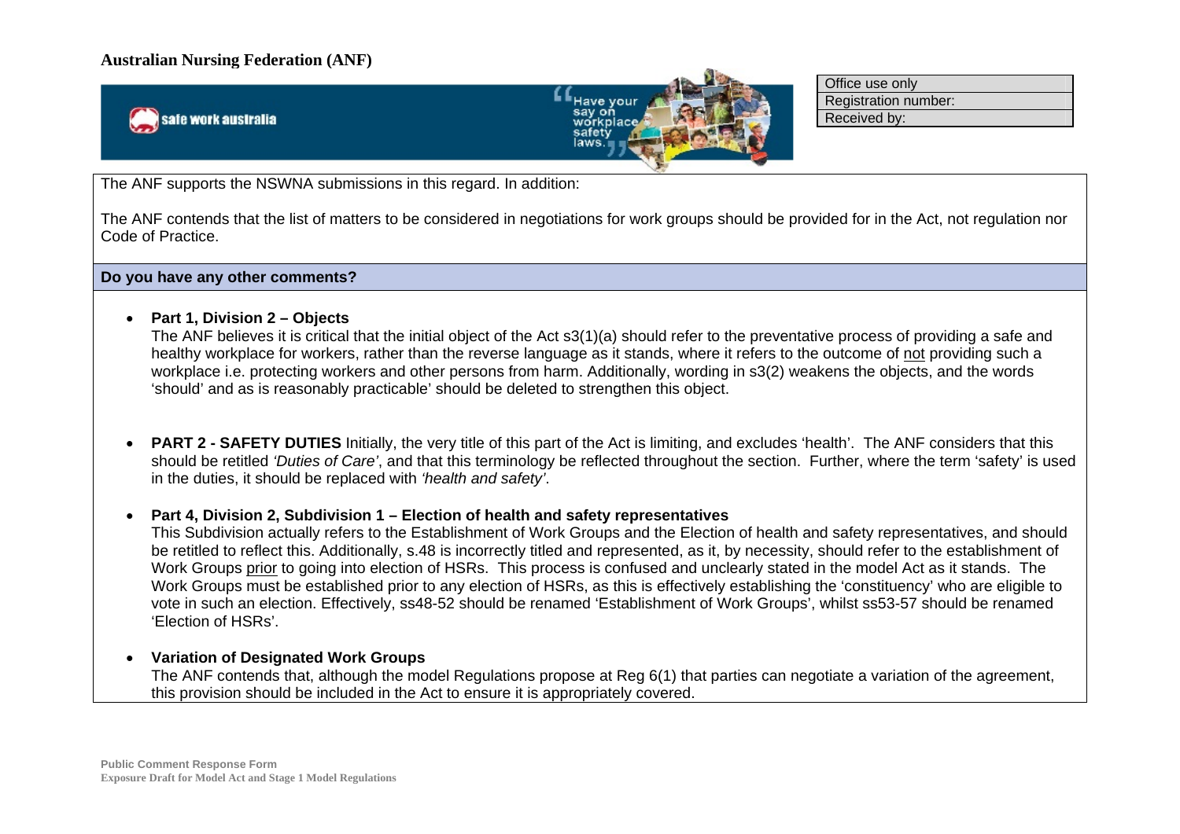**Australian Nursing Federation (ANF)**

| Office use only |
| --- |
| Registration number: |
| Received by: |

The ANF supports the NSWNA submissions in this regard. In addition:

The ANF contends that the list of matters to be considered in negotiations for work groups should be provided for in the Act, not regulation nor Code of Practice.

**Do you have any other comments?**

- **Part 1, Division 2 – Objects**
  The ANF believes it is critical that the initial object of the Act s3(1)(a) should refer to the preventative process of providing a safe and healthy workplace for workers, rather than the reverse language as it stands, where it refers to the outcome of not providing such a workplace i.e. protecting workers and other persons from harm. Additionally, wording in s3(2) weakens the objects, and the words 'should' and as is reasonably practicable' should be deleted to strengthen this object.

- **PART 2 - SAFETY DUTIES** Initially, the very title of this part of the Act is limiting, and excludes 'health'. The ANF considers that this should be retitled *'Duties of Care'*, and that this terminology be reflected throughout the section. Further, where the term 'safety' is used in the duties, it should be replaced with *'health and safety'*.

- **Part 4, Division 2, Subdivision 1 – Election of health and safety representatives**
  This Subdivision actually refers to the Establishment of Work Groups and the Election of health and safety representatives, and should be retitled to reflect this. Additionally, s.48 is incorrectly titled and represented, as it, by necessity, should refer to the establishment of Work Groups prior to going into election of HSRs. This process is confused and unclearly stated in the model Act as it stands. The Work Groups must be established prior to any election of HSRs, as this is effectively establishing the 'constituency' who are eligible to vote in such an election. Effectively, ss48-52 should be renamed 'Establishment of Work Groups', whilst ss53-57 should be renamed 'Election of HSRs'.

- **Variation of Designated Work Groups**
  The ANF contends that, although the model Regulations propose at Reg 6(1) that parties can negotiate a variation of the agreement, this provision should be included in the Act to ensure it is appropriately covered.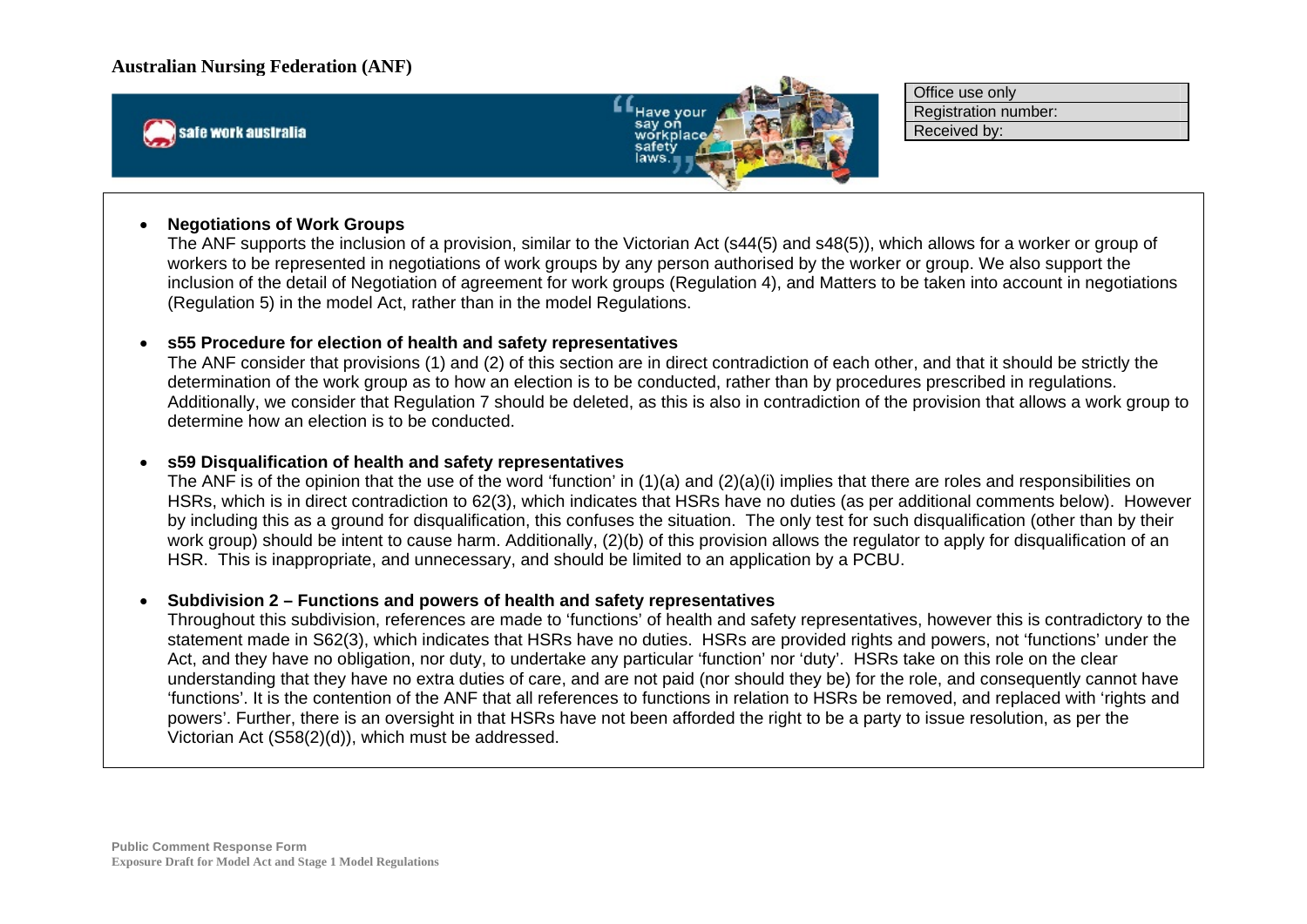**Australian Nursing Federation (ANF)**

| Office use only |
|---|
| Registration number: |
| Received by: |

- **Negotiations of Work Groups**
  The ANF supports the inclusion of a provision, similar to the Victorian Act (s44(5) and s48(5)), which allows for a worker or group of workers to be represented in negotiations of work groups by any person authorised by the worker or group. We also support the inclusion of the detail of Negotiation of agreement for work groups (Regulation 4), and Matters to be taken into account in negotiations (Regulation 5) in the model Act, rather than in the model Regulations.

- **s55 Procedure for election of health and safety representatives**
  The ANF consider that provisions (1) and (2) of this section are in direct contradiction of each other, and that it should be strictly the determination of the work group as to how an election is to be conducted, rather than by procedures prescribed in regulations. Additionally, we consider that Regulation 7 should be deleted, as this is also in contradiction of the provision that allows a work group to determine how an election is to be conducted.

- **s59 Disqualification of health and safety representatives**
  The ANF is of the opinion that the use of the word 'function' in (1)(a) and (2)(a)(i) implies that there are roles and responsibilities on HSRs, which is in direct contradiction to 62(3), which indicates that HSRs have no duties (as per additional comments below). However by including this as a ground for disqualification, this confuses the situation. The only test for such disqualification (other than by their work group) should be intent to cause harm. Additionally, (2)(b) of this provision allows the regulator to apply for disqualification of an HSR. This is inappropriate, and unnecessary, and should be limited to an application by a PCBU.

- **Subdivision 2 – Functions and powers of health and safety representatives**
  Throughout this subdivision, references are made to 'functions' of health and safety representatives, however this is contradictory to the statement made in S62(3), which indicates that HSRs have no duties. HSRs are provided rights and powers, not 'functions' under the Act, and they have no obligation, nor duty, to undertake any particular 'function' nor 'duty'. HSRs take on this role on the clear understanding that they have no extra duties of care, and are not paid (nor should they be) for the role, and consequently cannot have 'functions'. It is the contention of the ANF that all references to functions in relation to HSRs be removed, and replaced with 'rights and powers'. Further, there is an oversight in that HSRs have not been afforded the right to be a party to issue resolution, as per the Victorian Act (S58(2)(d)), which must be addressed.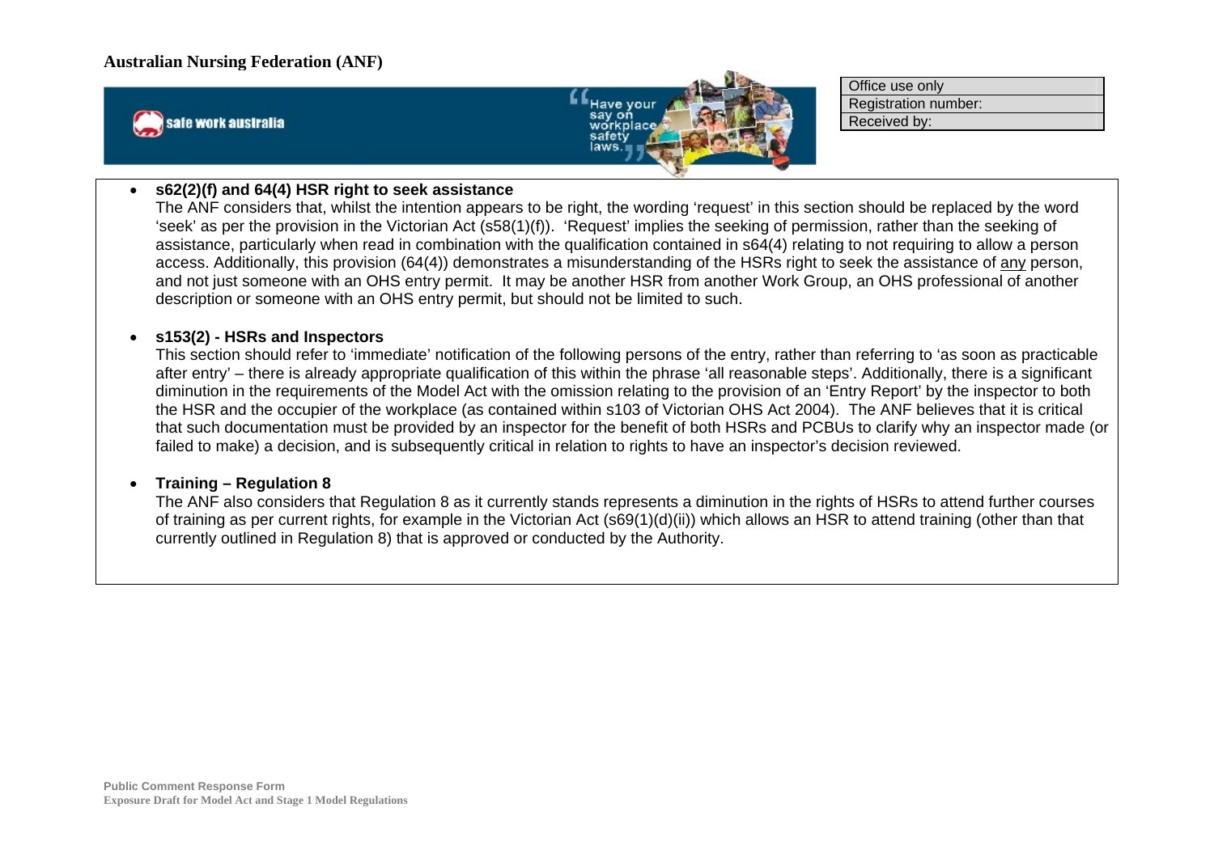- **s62(2)(f) and 64(4) HSR right to seek assistance**
  The ANF considers that, whilst the intention appears to be right, the wording 'request' in this section should be replaced by the word 'seek' as per the provision in the Victorian Act (s58(1)(f)). 'Request' implies the seeking of permission, rather than the seeking of assistance, particularly when read in combination with the qualification contained in s64(4) relating to not requiring to allow a person access. Additionally, this provision (64(4)) demonstrates a misunderstanding of the HSRs right to seek the assistance of any person, and not just someone with an OHS entry permit. It may be another HSR from another Work Group, an OHS professional of another description or someone with an OHS entry permit, but should not be limited to such.

- **s153(2) - HSRs and Inspectors**
  This section should refer to 'immediate' notification of the following persons of the entry, rather than referring to 'as soon as practicable after entry' – there is already appropriate qualification of this within the phrase 'all reasonable steps'. Additionally, there is a significant diminution in the requirements of the Model Act with the omission relating to the provision of an 'Entry Report' by the inspector to both the HSR and the occupier of the workplace (as contained within s103 of Victorian OHS Act 2004). The ANF believes that it is critical that such documentation must be provided by an inspector for the benefit of both HSRs and PCBUs to clarify why an inspector made (or failed to make) a decision, and is subsequently critical in relation to rights to have an inspector's decision reviewed.

- **Training – Regulation 8**
  The ANF also considers that Regulation 8 as it currently stands represents a diminution in the rights of HSRs to attend further courses of training as per current rights, for example in the Victorian Act (s69(1)(d)(ii)) which allows an HSR to attend training (other than that currently outlined in Regulation 8) that is approved or conducted by the Authority.